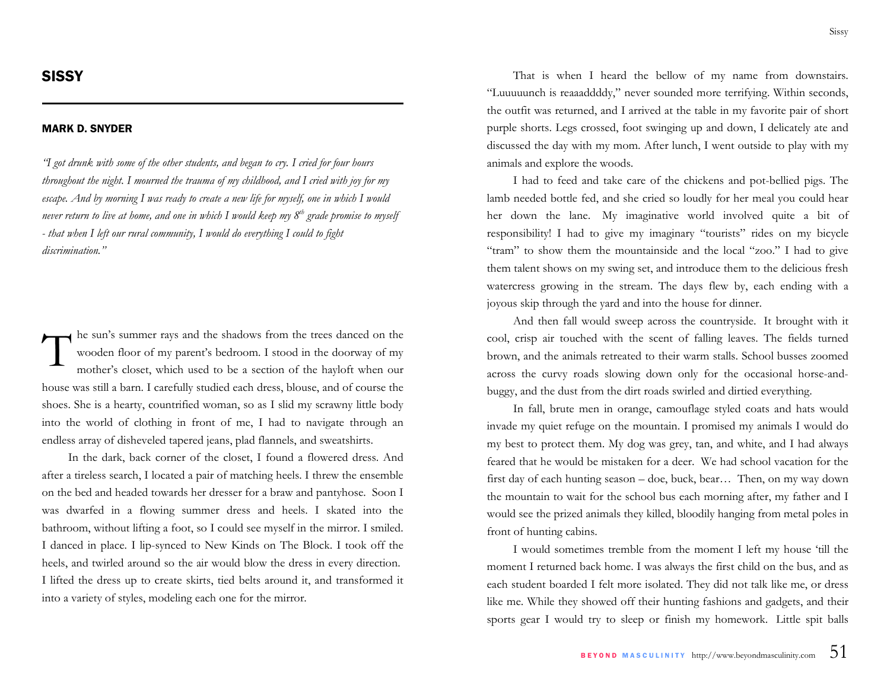# SISSY

## MARK D. SNYDER

*"I got drunk with some of the other students, and began to cry. I cried for four hours throughout the night. I mourned the trauma of my childhood, and I cried with joy for my escape. And by morning I was ready to create a new life for myself, one in which I would never return to live at home, and one in which I would keep my 8th grade promise to myself - that when I left our rural community, I would do everything I could to fight discrimination."*

The sun's summer rays and the shadows from the trees danced on the wooden floor of my parent's bedroom. I stood in the doorway of my mother's closet, which used to be a section of the hayloft when our house was still a barn. I carefully studied each dress, blouse, and of course the shoes. She is a hearty, countrified woman, so as I slid my scrawny little body into the world of clothing in front of me, I had to navigate through an endless array of disheveled tapered jeans, plad flannels, and sweatshirts.

In the dark, back corner of the closet, I found a flowered dress. And after a tireless search, I located a pair of matching heels. I threw the ensemble on the bed and headed towards her dresser for a braw and pantyhose. Soon I was dwarfed in a flowing summer dress and heels. I skated into the bathroom, without lifting a foot, so I could see myself in the mirror. I smiled. I danced in place. I lip-synced to New Kinds on The Block. I took off the heels, and twirled around so the air would blow the dress in every direction. I lifted the dress up to create skirts, tied belts around it, and transformed it into a variety of styles, modeling each one for the mirror.

That is when I heard the bellow of my name from downstairs. "Luuuuunch is reaaaddddy," never sounded more terrifying. Within seconds, the outfit was returned, and I arrived at the table in my favorite pair of short purple shorts. Legs crossed, foot swinging up and down, I delicately ate and discussed the day with my mom. After lunch, I went outside to play with my animals and explore the woods.

I had to feed and take care of the chickens and pot-bellied pigs. The lamb needed bottle fed, and she cried so loudly for her meal you could hear her down the lane. My imaginative world involved quite a bit of responsibility! I had to give my imaginary "tourists" rides on my bicycle "tram" to show them the mountainside and the local "zoo." I had to give them talent shows on my swing set, and introduce them to the delicious fresh watercress growing in the stream. The days flew by, each ending with a joyous skip through the yard and into the house for dinner.

And then fall would sweep across the countryside. It brought with it cool, crisp air touched with the scent of falling leaves. The fields turned brown, and the animals retreated to their warm stalls. School busses zoomed across the curvy roads slowing down only for the occasional horse-and-buggy, and the dust from the dirt roads swirled and dirtied everything.

In fall, brute men in orange, camouflage styled coats and hats would invade my quiet refuge on the mountain. I promised my animals I would do my best to protect them. My dog was grey, tan, and white, and I had always feared that he would be mistaken for a deer. We had school vacation for the first day of each hunting season – doe, buck, bear… Then, on my way down the mountain to wait for the school bus each morning after, my father and I would see the prized animals they killed, bloodily hanging from metal poles in front of hunting cabins.

I would sometimes tremble from the moment I left my house 'till the moment I returned back home. I was always the first child on the bus, and as each student boarded I felt more isolated. They did not talk like me, or dress like me. While they showed off their hunting fashions and gadgets, and their sports gear I would try to sleep or finish my homework. Little spit balls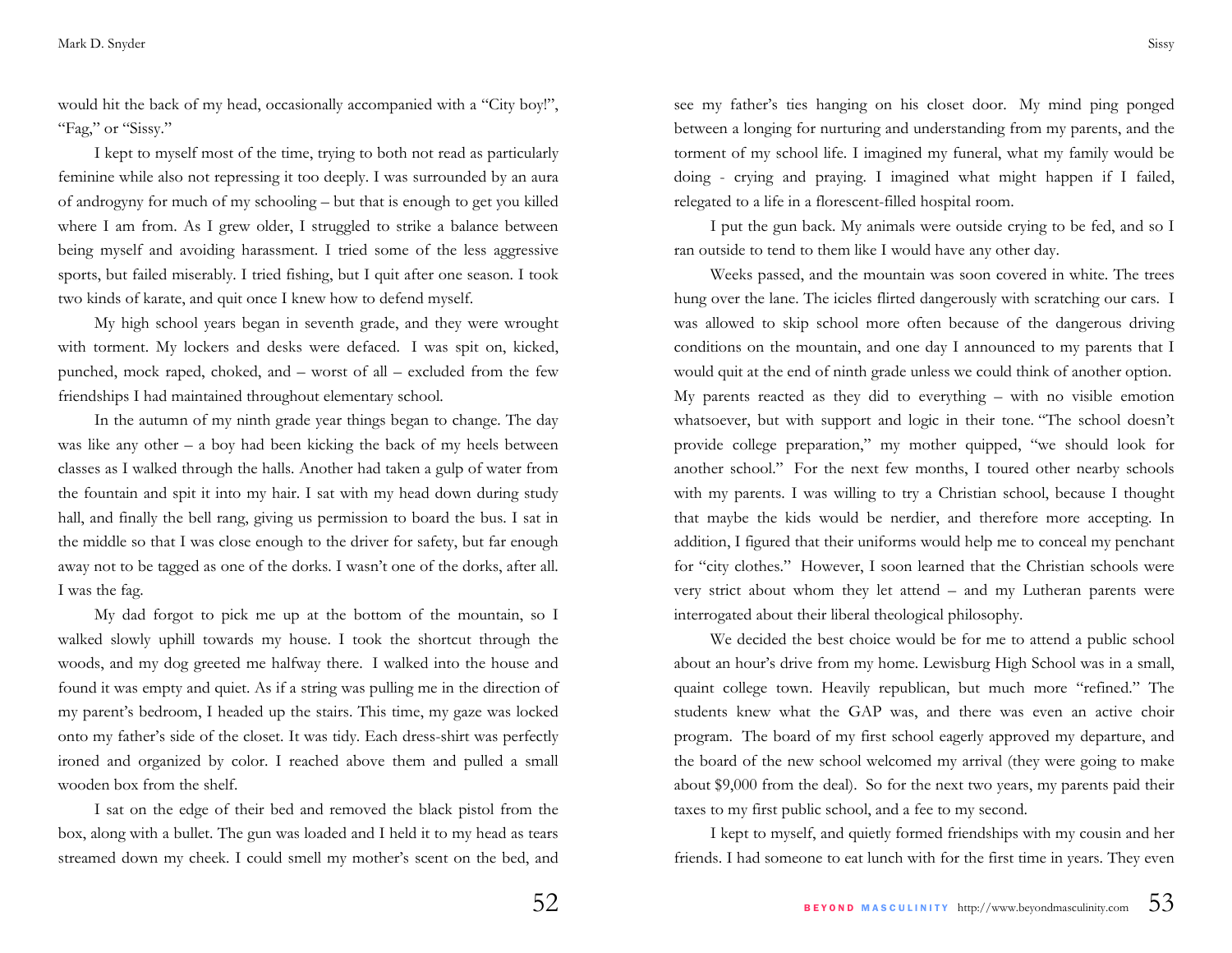would hit the back of my head, occasionally accompanied with a "City boy!", "Fag," or "Sissy."

I kept to myself most of the time, trying to both not read as particularly feminine while also not repressing it too deeply. I was surrounded by an aura of androgyny for much of my schooling – but that is enough to get you killed where I am from. As I grew older, I struggled to strike a balance between being myself and avoiding harassment. I tried some of the less aggressive sports, but failed miserably. I tried fishing, but I quit after one season. I took two kinds of karate, and quit once I knew how to defend myself.

My high school years began in seventh grade, and they were wrought with torment. My lockers and desks were defaced. I was spit on, kicked, punched, mock raped, choked, and – worst of all – excluded from the few friendships I had maintained throughout elementary school.

In the autumn of my ninth grade year things began to change. The day was like any other – a boy had been kicking the back of my heels between classes as I walked through the halls. Another had taken a gulp of water from the fountain and spit it into my hair. I sat with my head down during study hall, and finally the bell rang, giving us permission to board the bus. I sat in the middle so that I was close enough to the driver for safety, but far enough away not to be tagged as one of the dorks. I wasn't one of the dorks, after all. I was the fag.

My dad forgot to pick me up at the bottom of the mountain, so I walked slowly uphill towards my house. I took the shortcut through the woods, and my dog greeted me halfway there. I walked into the house and found it was empty and quiet. As if a string was pulling me in the direction of my parent's bedroom, I headed up the stairs. This time, my gaze was locked onto my father's side of the closet. It was tidy. Each dress-shirt was perfectly ironed and organized by color. I reached above them and pulled a small wooden box from the shelf.

I sat on the edge of their bed and removed the black pistol from the box, along with a bullet. The gun was loaded and I held it to my head as tears streamed down my cheek. I could smell my mother's scent on the bed, and see my father's ties hanging on his closet door. My mind ping ponged between a longing for nurturing and understanding from my parents, and the torment of my school life. I imagined my funeral, what my family would be doing - crying and praying. I imagined what might happen if I failed, relegated to a life in a florescent-filled hospital room.

I put the gun back. My animals were outside crying to be fed, and so I ran outside to tend to them like I would have any other day.

Weeks passed, and the mountain was soon covered in white. The trees hung over the lane. The icicles flirted dangerously with scratching our cars. I was allowed to skip school more often because of the dangerous driving conditions on the mountain, and one day I announced to my parents that I would quit at the end of ninth grade unless we could think of another option. My parents reacted as they did to everything – with no visible emotion whatsoever, but with support and logic in their tone. "The school doesn't provide college preparation," my mother quipped, "we should look for another school." For the next few months, I toured other nearby schools with my parents. I was willing to try a Christian school, because I thought that maybe the kids would be nerdier, and therefore more accepting. In addition, I figured that their uniforms would help me to conceal my penchant for "city clothes." However, I soon learned that the Christian schools were very strict about whom they let attend – and my Lutheran parents were interrogated about their liberal theological philosophy.

We decided the best choice would be for me to attend a public school about an hour's drive from my home. Lewisburg High School was in a small, quaint college town. Heavily republican, but much more "refined." The students knew what the GAP was, and there was even an active choir program. The board of my first school eagerly approved my departure, and the board of the new school welcomed my arrival (they were going to make about $9,000 from the deal). So for the next two years, my parents paid their taxes to my first public school, and a fee to my second.

I kept to myself, and quietly formed friendships with my cousin and her friends. I had someone to eat lunch with for the first time in years. They even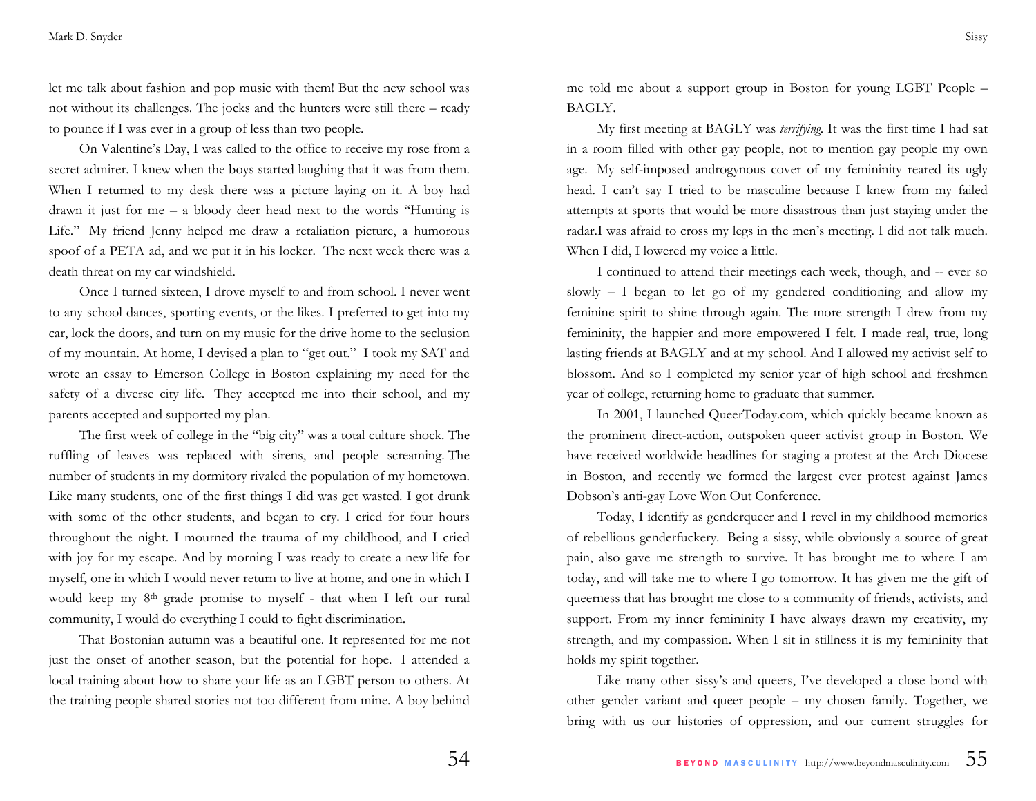let me talk about fashion and pop music with them! But the new school was not without its challenges. The jocks and the hunters were still there – ready to pounce if I was ever in a group of less than two people.

On Valentine's Day, I was called to the office to receive my rose from a secret admirer. I knew when the boys started laughing that it was from them. When I returned to my desk there was a picture laying on it. A boy had drawn it just for me – a bloody deer head next to the words "Hunting is Life." My friend Jenny helped me draw a retaliation picture, a humorous spoof of a PETA ad, and we put it in his locker. The next week there was a death threat on my car windshield.

Once I turned sixteen, I drove myself to and from school. I never went to any school dances, sporting events, or the likes. I preferred to get into my car, lock the doors, and turn on my music for the drive home to the seclusion of my mountain. At home, I devised a plan to "get out." I took my SAT and wrote an essay to Emerson College in Boston explaining my need for the safety of a diverse city life. They accepted me into their school, and my parents accepted and supported my plan.

The first week of college in the "big city" was a total culture shock. The ruffling of leaves was replaced with sirens, and people screaming. The number of students in my dormitory rivaled the population of my hometown. Like many students, one of the first things I did was get wasted. I got drunk with some of the other students, and began to cry. I cried for four hours throughout the night. I mourned the trauma of my childhood, and I cried with joy for my escape. And by morning I was ready to create a new life for myself, one in which I would never return to live at home, and one in which I would keep my 8th grade promise to myself - that when I left our rural community, I would do everything I could to fight discrimination.

That Bostonian autumn was a beautiful one. It represented for me not just the onset of another season, but the potential for hope. I attended a local training about how to share your life as an LGBT person to others. At the training people shared stories not too different from mine. A boy behind me told me about a support group in Boston for young LGBT People – BAGLY.

My first meeting at BAGLY was *terrifying*. It was the first time I had sat in a room filled with other gay people, not to mention gay people my own age. My self-imposed androgynous cover of my femininity reared its ugly head. I can't say I tried to be masculine because I knew from my failed attempts at sports that would be more disastrous than just staying under the radar.I was afraid to cross my legs in the men's meeting. I did not talk much. When I did, I lowered my voice a little.

I continued to attend their meetings each week, though, and -- ever so slowly – I began to let go of my gendered conditioning and allow my feminine spirit to shine through again. The more strength I drew from my femininity, the happier and more empowered I felt. I made real, true, long lasting friends at BAGLY and at my school. And I allowed my activist self to blossom. And so I completed my senior year of high school and freshmen year of college, returning home to graduate that summer.

In 2001, I launched QueerToday.com, which quickly became known as the prominent direct-action, outspoken queer activist group in Boston. We have received worldwide headlines for staging a protest at the Arch Diocese in Boston, and recently we formed the largest ever protest against James Dobson's anti-gay Love Won Out Conference.

Today, I identify as genderqueer and I revel in my childhood memories of rebellious genderfuckery. Being a sissy, while obviously a source of great pain, also gave me strength to survive. It has brought me to where I am today, and will take me to where I go tomorrow. It has given me the gift of queerness that has brought me close to a community of friends, activists, and support. From my inner femininity I have always drawn my creativity, my strength, and my compassion. When I sit in stillness it is my femininity that holds my spirit together.

Like many other sissy's and queers, I've developed a close bond with other gender variant and queer people – my chosen family. Together, we bring with us our histories of oppression, and our current struggles for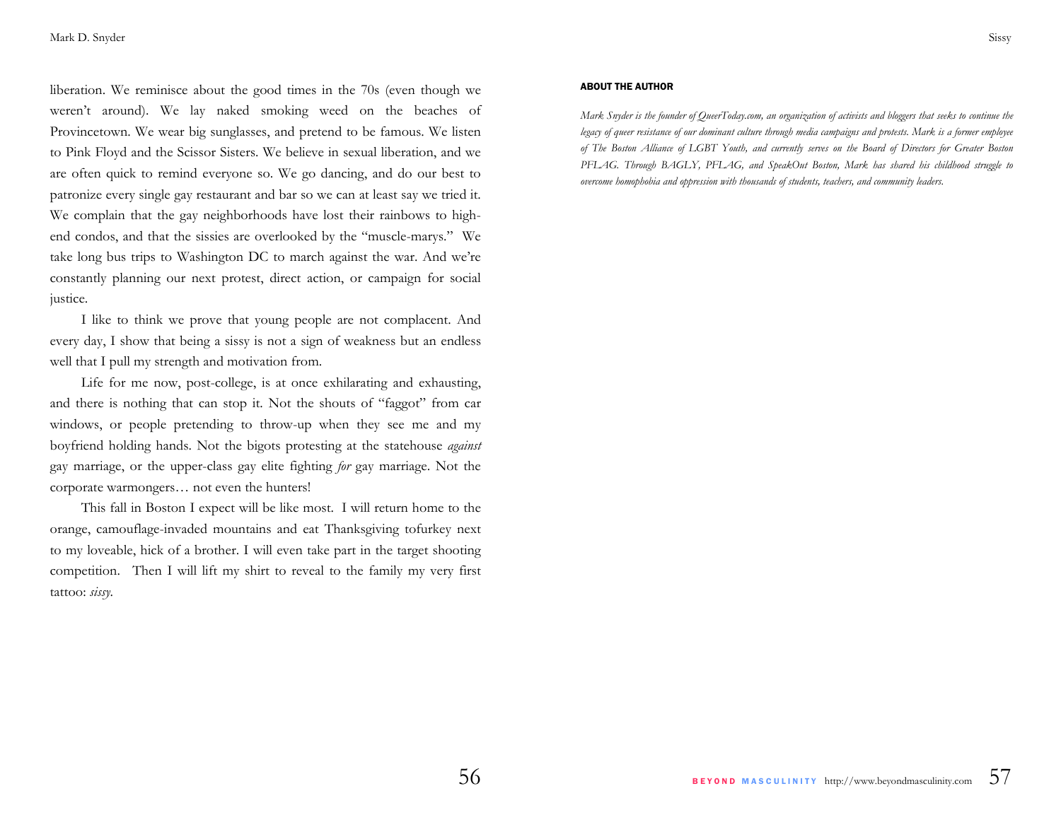liberation. We reminisce about the good times in the 70s (even though we weren't around). We lay naked smoking weed on the beaches of Provincetown. We wear big sunglasses, and pretend to be famous. We listen to Pink Floyd and the Scissor Sisters. We believe in sexual liberation, and we are often quick to remind everyone so. We go dancing, and do our best to patronize every single gay restaurant and bar so we can at least say we tried it. We complain that the gay neighborhoods have lost their rainbows to high-end condos, and that the sissies are overlooked by the "muscle-marys." We take long bus trips to Washington DC to march against the war. And we're constantly planning our next protest, direct action, or campaign for social justice.

I like to think we prove that young people are not complacent. And every day, I show that being a sissy is not a sign of weakness but an endless well that I pull my strength and motivation from.

Life for me now, post-college, is at once exhilarating and exhausting, and there is nothing that can stop it. Not the shouts of "faggot" from car windows, or people pretending to throw-up when they see me and my boyfriend holding hands. Not the bigots protesting at the statehouse *against* gay marriage, or the upper-class gay elite fighting *for* gay marriage. Not the corporate warmongers… not even the hunters!

This fall in Boston I expect will be like most. I will return home to the orange, camouflage-invaded mountains and eat Thanksgiving tofurkey next to my loveable, hick of a brother. I will even take part in the target shooting competition. Then I will lift my shirt to reveal to the family my very first tattoo: *sissy*.

### ABOUT THE AUTHOR

*Mark Snyder is the founder of QueerToday.com, an organization of activists and bloggers that seeks to continue the legacy of queer resistance of our dominant culture through media campaigns and protests. Mark is a former employee of The Boston Alliance of LGBT Youth, and currently serves on the Board of Directors for Greater Boston PFLAG. Through BAGLY, PFLAG, and SpeakOut Boston, Mark has shared his childhood struggle to overcome homophobia and oppression with thousands of students, teachers, and community leaders.*